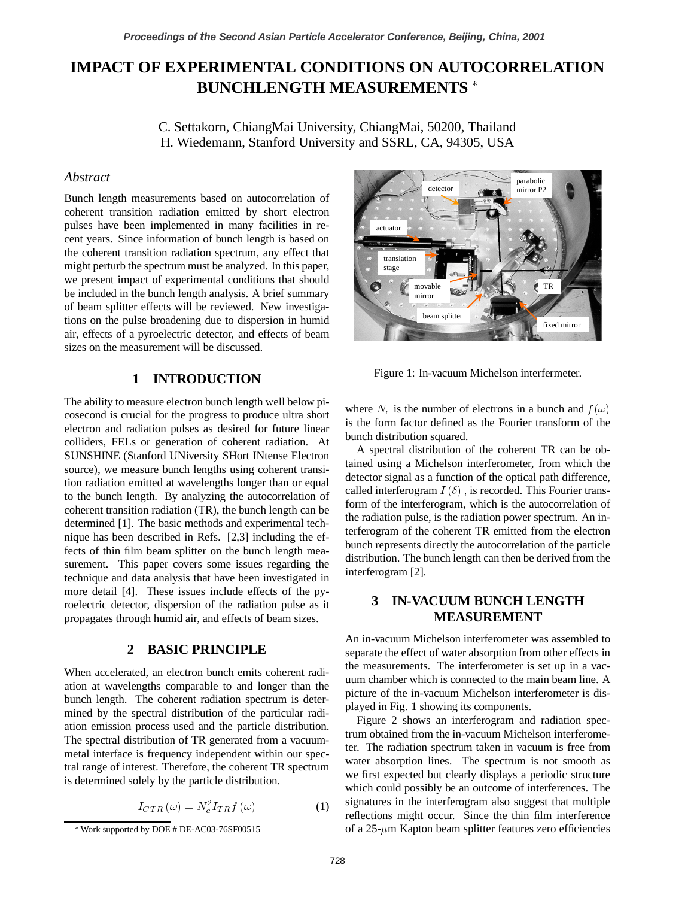# IMPACT OF EXPERIMENTAL CONDITIONS ON AUTOCORRELATION BUNCHLENGTH MEASUREMENTS *

C. Settakorn, ChiangMai University, ChiangMai, 50200, Thailand
H. Wiedemann, Stanford University and SSRL, CA, 94305, USA

## *Abstract*

Bunch length measurements based on autocorrelation of coherent transition radiation emitted by short electron pulses have been implemented in many facilities in recent years. Since information of bunch length is based on the coherent transition radiation spectrum, any effect that might perturb the spectrum must be analyzed. In this paper, we present impact of experimental conditions that should be included in the bunch length analysis. A brief summary of beam splitter effects will be reviewed. New investigations on the pulse broadening due to dispersion in humid air, effects of a pyroelectric detector, and effects of beam sizes on the measurement will be discussed.

## 1 INTRODUCTION

The ability to measure electron bunch length well below picosecond is crucial for the progress to produce ultra short electron and radiation pulses as desired for future linear colliders, FELs or generation of coherent radiation. At SUNSHINE (Stanford UNiversity SHort INtense Electron source), we measure bunch lengths using coherent transition radiation emitted at wavelengths longer than or equal to the bunch length. By analyzing the autocorrelation of coherent transition radiation (TR), the bunch length can be determined [1]. The basic methods and experimental technique has been described in Refs. [2,3] including the effects of thin film beam splitter on the bunch length measurement. This paper covers some issues regarding the technique and data analysis that have been investigated in more detail [4]. These issues include effects of the pyroelectric detector, dispersion of the radiation pulse as it propagates through humid air, and effects of beam sizes.

## 2 BASIC PRINCIPLE

When accelerated, an electron bunch emits coherent radiation at wavelengths comparable to and longer than the bunch length. The coherent radiation spectrum is determined by the spectral distribution of the particular radiation emission process used and the particle distribution. The spectral distribution of TR generated from a vacuum-metal interface is frequency independent within our spectral range of interest. Therefore, the coherent TR spectrum is determined solely by the particle distribution.

$$I_{CTR}\left(\omega\right) = N_e^2 I_{TR} f\left(\omega\right) \qquad (1)$$

\* Work supported by DOE # DE-AC03-76SF00515

Figure 1: In-vacuum Michelson interfermeter.

where $N_e$ is the number of electrons in a bunch and $f\left(\omega\right)$ is the form factor defined as the Fourier transform of the bunch distribution squared.

A spectral distribution of the coherent TR can be obtained using a Michelson interferometer, from which the detector signal as a function of the optical path difference, called interferogram $I\left(\delta\right)$, is recorded. This Fourier transform of the interferogram, which is the autocorrelation of the radiation pulse, is the radiation power spectrum. An interferogram of the coherent TR emitted from the electron bunch represents directly the autocorrelation of the particle distribution. The bunch length can then be derived from the interferogram [2].

## 3 IN-VACUUM BUNCH LENGTH MEASUREMENT

An in-vacuum Michelson interferometer was assembled to separate the effect of water absorption from other effects in the measurements. The interferometer is set up in a vacuum chamber which is connected to the main beam line. A picture of the in-vacuum Michelson interferometer is displayed in Fig. 1 showing its components.

Figure 2 shows an interferogram and radiation spectrum obtained from the in-vacuum Michelson interferometer. The radiation spectrum taken in vacuum is free from water absorption lines. The spectrum is not smooth as we first expected but clearly displays a periodic structure which could possibly be an outcome of interferences. The signatures in the interferogram also suggest that multiple reflections might occur. Since the thin film interference of a 25-$\mu$m Kapton beam splitter features zero efficiencies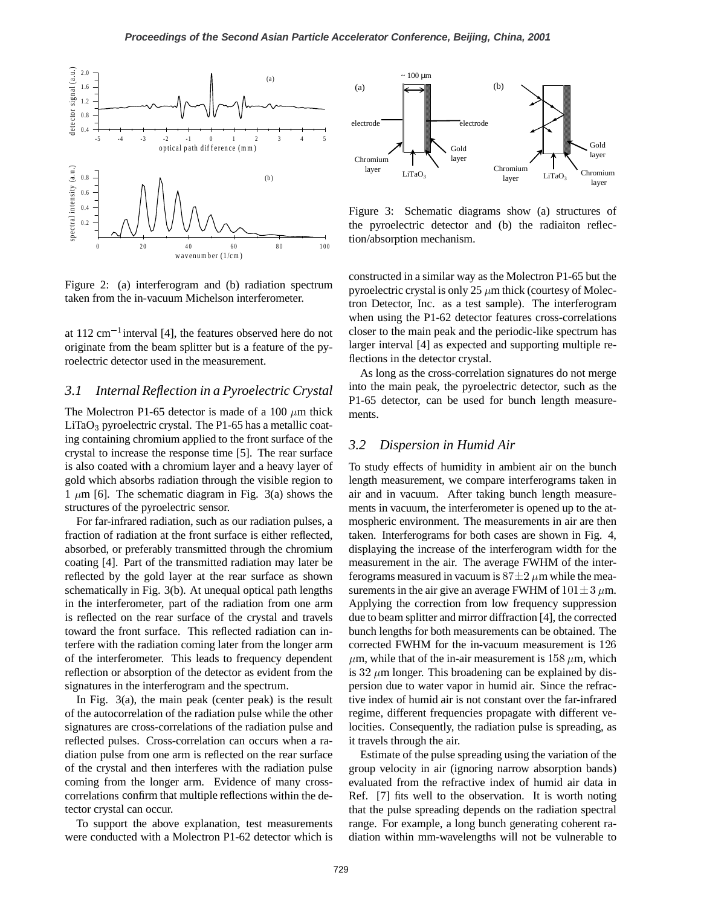Figure 2: (a) interferogram and (b) radiation spectrum taken from the in-vacuum Michelson interferometer.

at 112 $cm^{-1}$ interval [4], the features observed here do not originate from the beam splitter but is a feature of the pyroelectric detector used in the measurement.

### *3.1 Internal Reflection in a Pyroelectric Crystal*

The Molectron P1-65 detector is made of a 100 $\mu$m thick $LiTaO_3$ pyroelectric crystal. The P1-65 has a metallic coating containing chromium applied to the front surface of the crystal to increase the response time [5]. The rear surface is also coated with a chromium layer and a heavy layer of gold which absorbs radiation through the visible region to 1 $\mu$m [6]. The schematic diagram in Fig. 3(a) shows the structures of the pyroelectric sensor.

For far-infrared radiation, such as our radiation pulses, a fraction of radiation at the front surface is either reflected, absorbed, or preferably transmitted through the chromium coating [4]. Part of the transmitted radiation may later be reflected by the gold layer at the rear surface as shown schematically in Fig. 3(b). At unequal optical path lengths in the interferometer, part of the radiation from one arm is reflected on the rear surface of the crystal and travels toward the front surface. This reflected radiation can interfere with the radiation coming later from the longer arm of the interferometer. This leads to frequency dependent reflection or absorption of the detector as evident from the signatures in the interferogram and the spectrum.

In Fig. 3(a), the main peak (center peak) is the result of the autocorrelation of the radiation pulse while the other signatures are cross-correlations of the radiation pulse and reflected pulses. Cross-correlation can occurs when a radiation pulse from one arm is reflected on the rear surface of the crystal and then interferes with the radiation pulse coming from the longer arm. Evidence of many cross-correlations confirm that multiple reflections within the detector crystal can occur.

To support the above explanation, test measurements were conducted with a Molectron P1-62 detector which is constructed in a similar way as the Molectron P1-65 but the pyroelectric crystal is only 25 $\mu$m thick (courtesy of Molectron Detector, Inc. as a test sample). The interferogram when using the P1-62 detector features cross-correlations closer to the main peak and the periodic-like spectrum has larger interval [4] as expected and supporting multiple reflections in the detector crystal.

Figure 3: Schematic diagrams show (a) structures of the pyroelectric detector and (b) the radiaiton reflection/absorption mechanism.

As long as the cross-correlation signatures do not merge into the main peak, the pyroelectric detector, such as the P1-65 detector, can be used for bunch length measurements.

### *3.2 Dispersion in Humid Air*

To study effects of humidity in ambient air on the bunch length measurement, we compare interferograms taken in air and in vacuum. After taking bunch length measurements in vacuum, the interferometer is opened up to the atmospheric environment. The measurements in air are then taken. Interferograms for both cases are shown in Fig. 4, displaying the increase of the interferogram width for the measurement in the air. The average FWHM of the interferograms measured in vacuum is $87 \pm 2$ $\mu$m while the measurements in the air give an average FWHM of $101 \pm 3$ $\mu$m. Applying the correction from low frequency suppression due to beam splitter and mirror diffraction [4], the corrected bunch lengths for both measurements can be obtained. The corrected FWHM for the in-vacuum measurement is 126 $\mu$m, while that of the in-air measurement is 158 $\mu$m, which is 32 $\mu$m longer. This broadening can be explained by dispersion due to water vapor in humid air. Since the refractive index of humid air is not constant over the far-infrared regime, different frequencies propagate with different velocities. Consequently, the radiation pulse is spreading, as it travels through the air.

Estimate of the pulse spreading using the variation of the group velocity in air (ignoring narrow absorption bands) evaluated from the refractive index of humid air data in Ref. [7] fits well to the observation. It is worth noting that the pulse spreading depends on the radiation spectral range. For example, a long bunch generating coherent radiation within mm-wavelengths will not be vulnerable to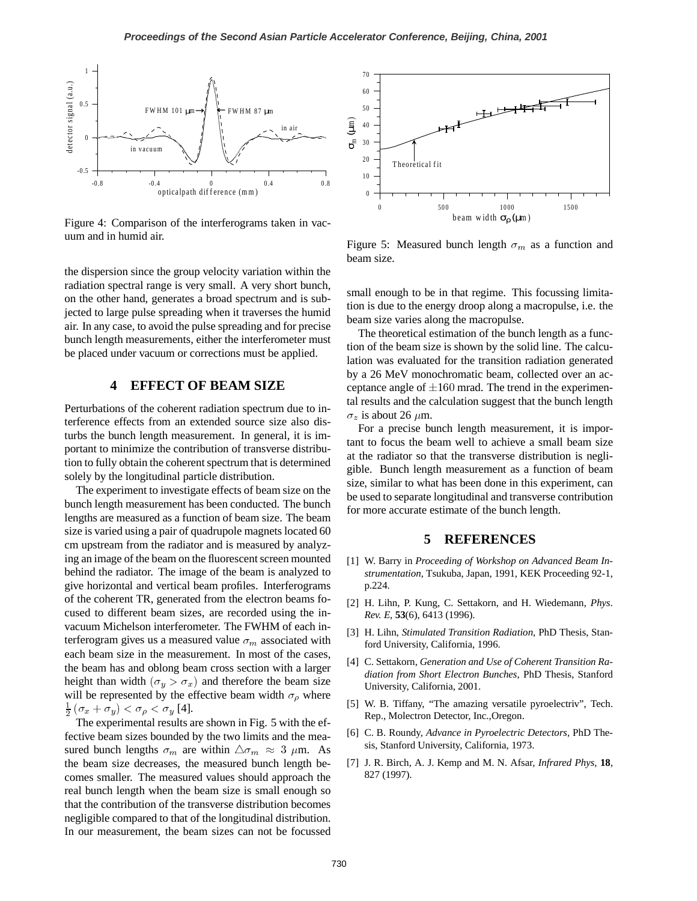1

0.5

0

-0.5

detector signal (a.u.)

-0.8 -0.4 0 0.4 0.8

opticalpath difference (mm)

FWHM 101 μm

FWHM 87 μm

in air

in vacuum

Figure 4: Comparison of the interferograms taken in vacuum and in humid air.

70
60
50
40
30
20
10
0

$\sigma_m$ (μm)

0 500 1000 1500

beam width $\sigma_\rho$ (μm)

Theoretical fit

Figure 5: Measured bunch length $\sigma_m$ as a function and beam size.

the dispersion since the group velocity variation within the radiation spectral range is very small. A very short bunch, on the other hand, generates a broad spectrum and is subjected to large pulse spreading when it traverses the humid air. In any case, to avoid the pulse spreading and for precise bunch length measurements, either the interferometer must be placed under vacuum or corrections must be applied.

## 4 EFFECT OF BEAM SIZE

Perturbations of the coherent radiation spectrum due to interference effects from an extended source size also disturbs the bunch length measurement. In general, it is important to minimize the contribution of transverse distribution to fully obtain the coherent spectrum that is determined solely by the longitudinal particle distribution.

The experiment to investigate effects of beam size on the bunch length measurement has been conducted. The bunch lengths are measured as a function of beam size. The beam size is varied using a pair of quadrupole magnets located 60 cm upstream from the radiator and is measured by analyzing an image of the beam on the fluorescent screen mounted behind the radiator. The image of the beam is analyzed to give horizontal and vertical beam profiles. Interferograms of the coherent TR, generated from the electron beams focused to different beam sizes, are recorded using the in-vacuum Michelson interferometer. The FWHM of each interferogram gives us a measured value $\sigma_m$ associated with each beam size in the measurement. In most of the cases, the beam has and oblong beam cross section with a larger height than width $(\sigma_y > \sigma_x)$ and therefore the beam size will be represented by the effective beam width $\sigma_\rho$ where $\frac{1}{2}(\sigma_x + \sigma_y) < \sigma_\rho < \sigma_y$ [4].

The experimental results are shown in Fig. 5 with the effective beam sizes bounded by the two limits and the measured bunch lengths $\sigma_m$ are within $\triangle\sigma_m \approx 3$ μm. As the beam size decreases, the measured bunch length becomes smaller. The measured values should approach the real bunch length when the beam size is small enough so that the contribution of the transverse distribution becomes negligible compared to that of the longitudinal distribution. In our measurement, the beam sizes can not be focussed small enough to be in that regime. This focussing limitation is due to the energy droop along a macropulse, i.e. the beam size varies along the macropulse.

The theoretical estimation of the bunch length as a function of the beam size is shown by the solid line. The calculation was evaluated for the transition radiation generated by a 26 MeV monochromatic beam, collected over an acceptance angle of $\pm 160$ mrad. The trend in the experimental results and the calculation suggest that the bunch length $\sigma_z$ is about 26 μm.

For a precise bunch length measurement, it is important to focus the beam well to achieve a small beam size at the radiator so that the transverse distribution is negligible. Bunch length measurement as a function of beam size, similar to what has been done in this experiment, can be used to separate longitudinal and transverse contribution for more accurate estimate of the bunch length.

## 5 REFERENCES

[1] W. Barry in *Proceeding of Workshop on Advanced Beam Instrumentation*, Tsukuba, Japan, 1991, KEK Proceeding 92-1, p.224.

[2] H. Lihn, P. Kung, C. Settakorn, and H. Wiedemann, *Phys. Rev. E*, **53**(6), 6413 (1996).

[3] H. Lihn, *Stimulated Transition Radiation*, PhD Thesis, Stanford University, California, 1996.

[4] C. Settakorn, *Generation and Use of Coherent Transition Radiation from Short Electron Bunches*, PhD Thesis, Stanford University, California, 2001.

[5] W. B. Tiffany, "The amazing versatile pyroelectriv", Tech. Rep., Molectron Detector, Inc.,Oregon.

[6] C. B. Roundy, *Advance in Pyroelectric Detectors*, PhD Thesis, Stanford University, California, 1973.

[7] J. R. Birch, A. J. Kemp and M. N. Afsar, *Infrared Phys*, **18**, 827 (1997).